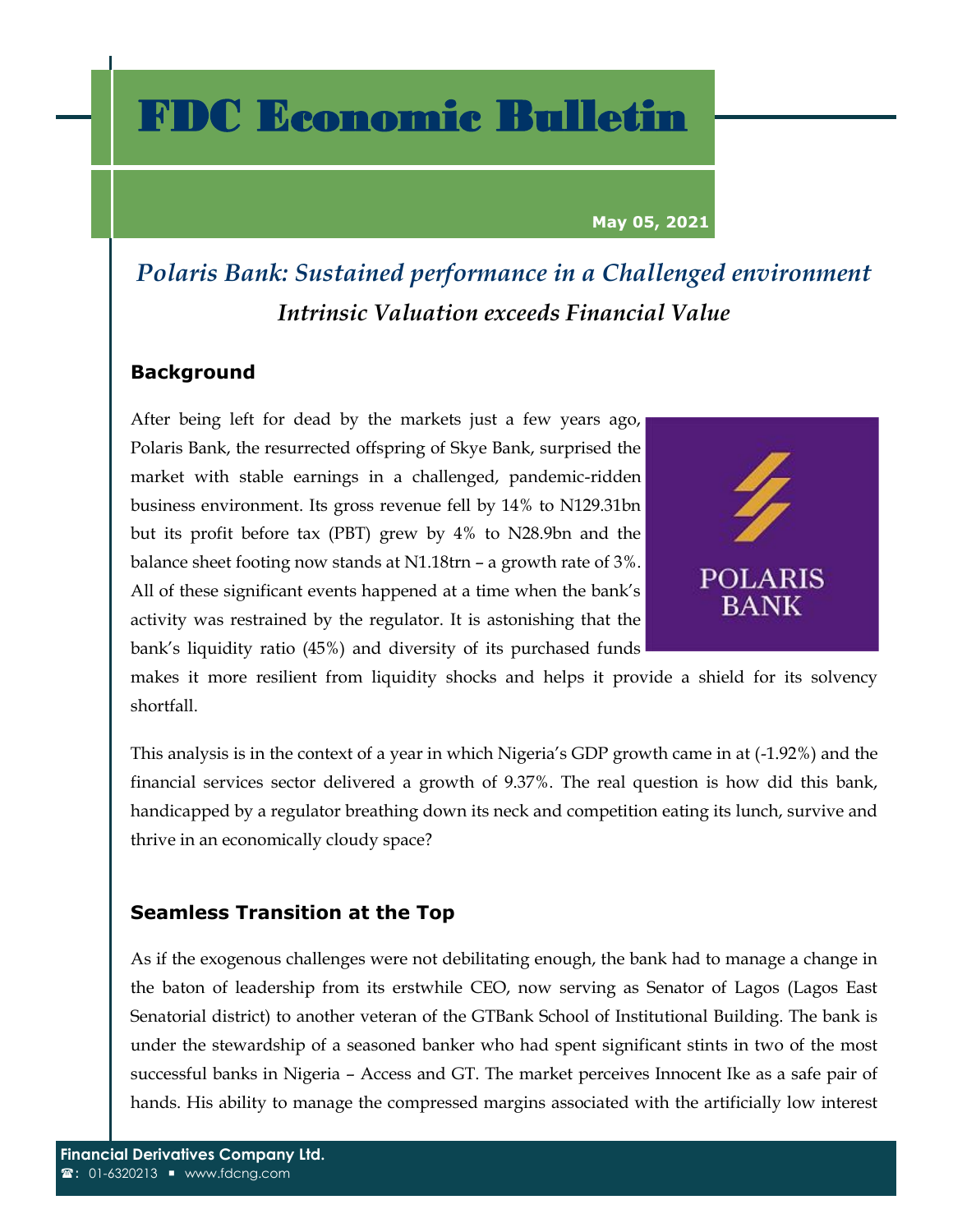# FDC Economic Bulletin

**May 05, 2021**

## *Polaris Bank: Sustained performance in a Challenged environment*

### *Intrinsic Valuation exceeds Financial Value*

### Background

After being left for dead by the markets just a few years ago, Polaris Bank, the resurrected offspring of Skye Bank, surprised the market with stable earnings in a challenged, pandemic-ridden business environment. Its gross revenue fell by 14% to N129.31bn but its profit before tax (PBT) grew by 4% to N28.9bn and the balance sheet footing now stands at N1.18trn – a growth rate of 3%. All of these significant events happened at a time when the bank's activity was restrained by the regulator. It is astonishing that the bank's liquidity ratio (45%) and diversity of its purchased funds makes it more resilient from liquidity shocks and helps it provide a shield for its solvency shortfall.

This analysis is in the context of a year in which Nigeria's GDP growth came in at (-1.92%) and the financial services sector delivered a growth of 9.37%. The real question is how did this bank, handicapped by a regulator breathing down its neck and competition eating its lunch, survive and thrive in an economically cloudy space?

### Seamless Transition at the Top

As if the exogenous challenges were not debilitating enough, the bank had to manage a change in the baton of leadership from its erstwhile CEO, now serving as Senator of Lagos (Lagos East Senatorial district) to another veteran of the GTBank School of Institutional Building. The bank is under the stewardship of a seasoned banker who had spent significant stints in two of the most successful banks in Nigeria – Access and GT. The market perceives Innocent Ike as a safe pair of hands. His ability to manage the compressed margins associated with the artificially low interest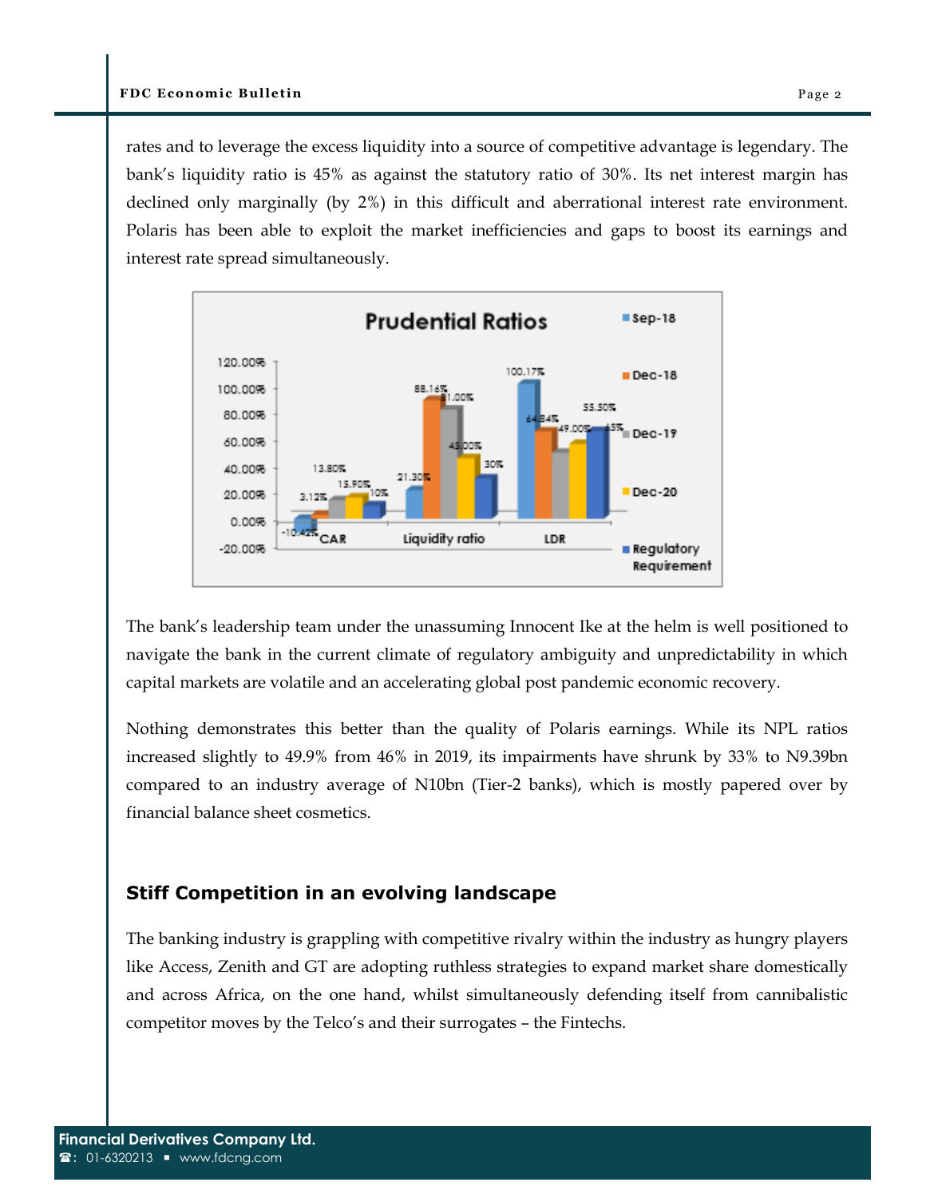rates and to leverage the excess liquidity into a source of competitive advantage is legendary. The bank's liquidity ratio is 45% as against the statutory ratio of 30%. Its net interest margin has declined only marginally (by 2%) in this difficult and aberrational interest rate environment. Polaris has been able to exploit the market inefficiencies and gaps to boost its earnings and interest rate spread simultaneously.

**Prudential Ratios**

| | Sep-18 | Dec-18 | Dec-19 | Dec-20 | Regulatory Requirement |
|---|---|---|---|---|---|
| CAR | -10.42% | 3.12% | 13.80% | 15.90% | 10% |
| Liquidity ratio | 21.30% | 88.16% | 81.00% | 45.00% | 30% |
| LDR | 100.17% | 64.84% | 49.00% | 55.50% | 65% |

The bank's leadership team under the unassuming Innocent Ike at the helm is well positioned to navigate the bank in the current climate of regulatory ambiguity and unpredictability in which capital markets are volatile and an accelerating global post pandemic economic recovery.

Nothing demonstrates this better than the quality of Polaris earnings. While its NPL ratios increased slightly to 49.9% from 46% in 2019, its impairments have shrunk by 33% to N9.39bn compared to an industry average of N10bn (Tier-2 banks), which is mostly papered over by financial balance sheet cosmetics.

## Stiff Competition in an evolving landscape

The banking industry is grappling with competitive rivalry within the industry as hungry players like Access, Zenith and GT are adopting ruthless strategies to expand market share domestically and across Africa, on the one hand, whilst simultaneously defending itself from cannibalistic competitor moves by the Telco's and their surrogates – the Fintechs.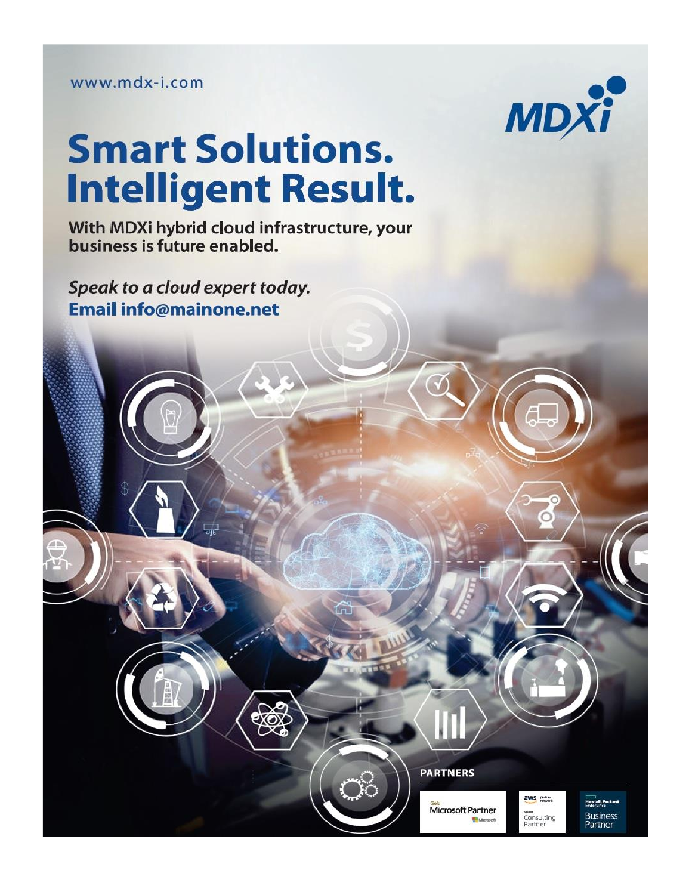www.mdx-i.com

MDXi

# Smart Solutions. Intelligent Result.

**With MDXi hybrid cloud infrastructure, your business is future enabled.**

***Speak to a cloud expert today.***
**Email info@mainone.net**

**PARTNERS**

Gold Microsoft Partner

aws partner network — Select Consulting Partner

Hewlett Packard Enterprise — Business Partner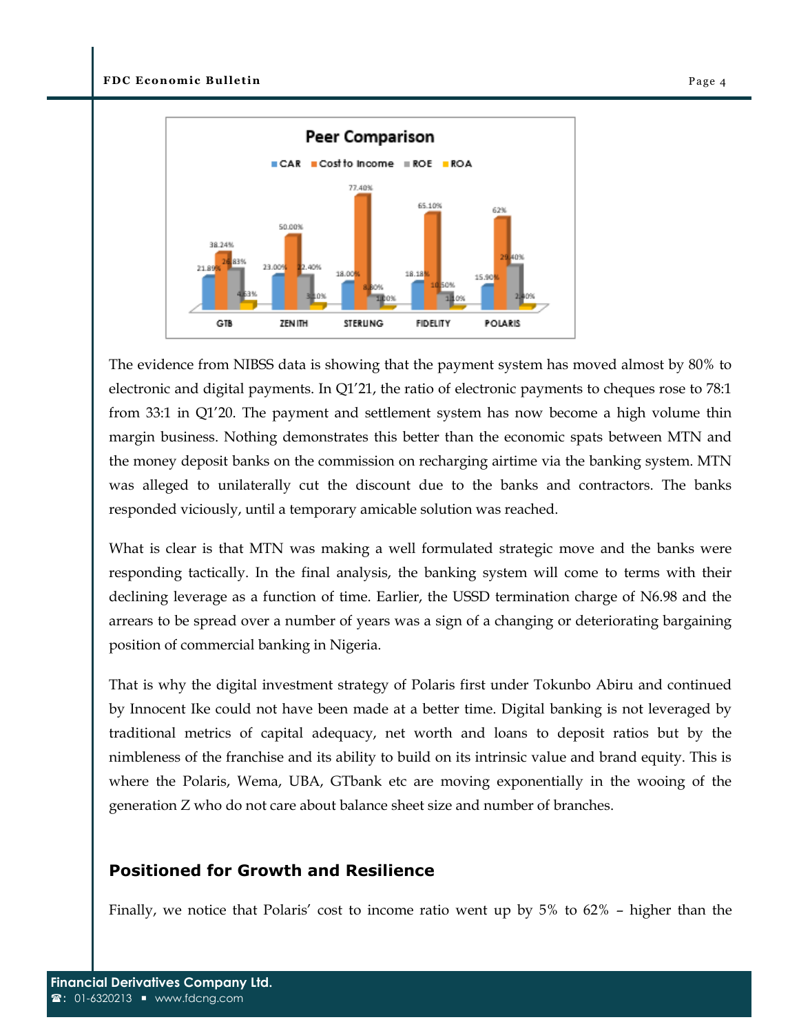**Peer Comparison**

| | CAR | Cost to Income | ROE | ROA |
|---|---|---|---|---|
| GTB | 21.89% | 38.24% | 26.83% | 4.63% |
| ZENITH | 23.00% | 50.00% | 22.40% | 3.10% |
| STERLING | 18.00% | 77.40% | 8.30% | 1.10% |
| FIDELITY | 18.18% | 65.10% | 10.50% | 1.10% |
| POLARIS | 15.90% | 62% | 29.40% | 2.40% |

The evidence from NIBSS data is showing that the payment system has moved almost by 80% to electronic and digital payments. In Q1'21, the ratio of electronic payments to cheques rose to 78:1 from 33:1 in Q1'20. The payment and settlement system has now become a high volume thin margin business. Nothing demonstrates this better than the economic spats between MTN and the money deposit banks on the commission on recharging airtime via the banking system. MTN was alleged to unilaterally cut the discount due to the banks and contractors. The banks responded viciously, until a temporary amicable solution was reached.

What is clear is that MTN was making a well formulated strategic move and the banks were responding tactically. In the final analysis, the banking system will come to terms with their declining leverage as a function of time. Earlier, the USSD termination charge of N6.98 and the arrears to be spread over a number of years was a sign of a changing or deteriorating bargaining position of commercial banking in Nigeria.

That is why the digital investment strategy of Polaris first under Tokunbo Abiru and continued by Innocent Ike could not have been made at a better time. Digital banking is not leveraged by traditional metrics of capital adequacy, net worth and loans to deposit ratios but by the nimbleness of the franchise and its ability to build on its intrinsic value and brand equity. This is where the Polaris, Wema, UBA, GTbank etc are moving exponentially in the wooing of the generation Z who do not care about balance sheet size and number of branches.

## Positioned for Growth and Resilience

Finally, we notice that Polaris' cost to income ratio went up by 5% to 62% – higher than the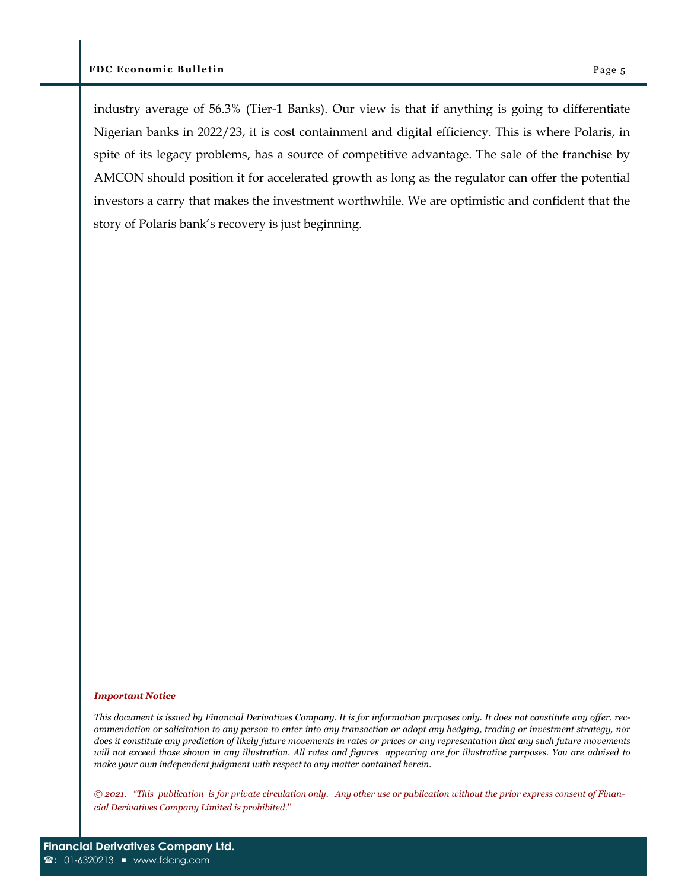industry average of 56.3% (Tier-1 Banks). Our view is that if anything is going to differentiate Nigerian banks in 2022/23, it is cost containment and digital efficiency. This is where Polaris, in spite of its legacy problems, has a source of competitive advantage. The sale of the franchise by AMCON should position it for accelerated growth as long as the regulator can offer the potential investors a carry that makes the investment worthwhile. We are optimistic and confident that the story of Polaris bank's recovery is just beginning.

***Important Notice***

*This document is issued by Financial Derivatives Company. It is for information purposes only. It does not constitute any offer, recommendation or solicitation to any person to enter into any transaction or adopt any hedging, trading or investment strategy, nor does it constitute any prediction of likely future movements in rates or prices or any representation that any such future movements will not exceed those shown in any illustration. All rates and figures appearing are for illustrative purposes. You are advised to make your own independent judgment with respect to any matter contained herein.*

*© 2021. "This publication is for private circulation only. Any other use or publication without the prior express consent of Financial Derivatives Company Limited is prohibited."*

**Financial Derivatives Company Ltd.**
☎: 01-6320213 ▪ www.fdcng.com